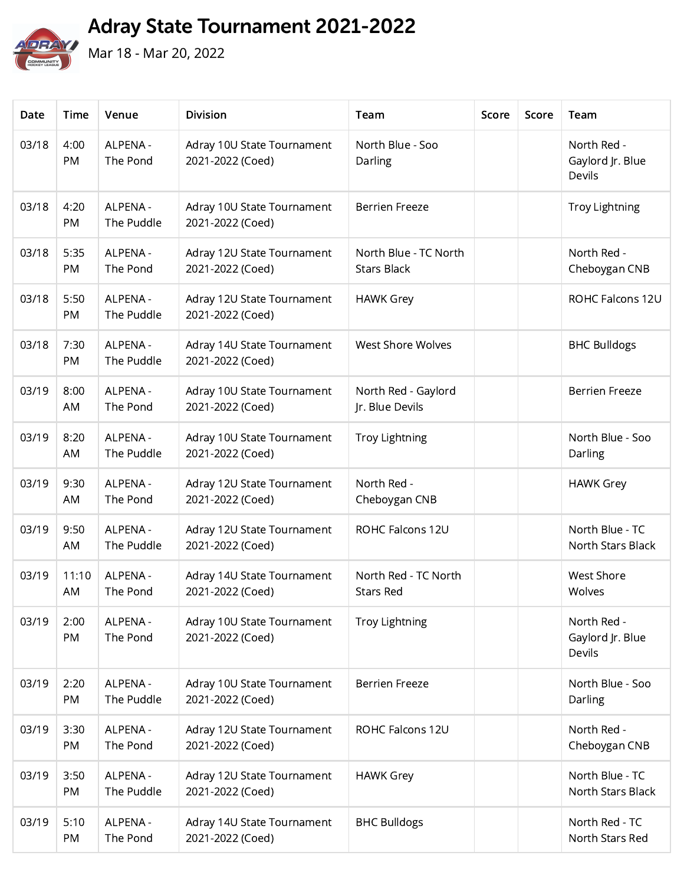# Adray State Tournament 2021-2022

Mar 18 - Mar 20, 2022

| Date | Time | Venue | Division | Team | Score | Score | Team |
|---|---|---|---|---|---|---|---|
| 03/18 | 4:00 PM | ALPENA - The Pond | Adray 10U State Tournament 2021-2022 (Coed) | North Blue - Soo Darling | | | North Red - Gaylord Jr. Blue Devils |
| 03/18 | 4:20 PM | ALPENA - The Puddle | Adray 10U State Tournament 2021-2022 (Coed) | Berrien Freeze | | | Troy Lightning |
| 03/18 | 5:35 PM | ALPENA - The Pond | Adray 12U State Tournament 2021-2022 (Coed) | North Blue - TC North Stars Black | | | North Red - Cheboygan CNB |
| 03/18 | 5:50 PM | ALPENA - The Puddle | Adray 12U State Tournament 2021-2022 (Coed) | HAWK Grey | | | ROHC Falcons 12U |
| 03/18 | 7:30 PM | ALPENA - The Puddle | Adray 14U State Tournament 2021-2022 (Coed) | West Shore Wolves | | | BHC Bulldogs |
| 03/19 | 8:00 AM | ALPENA - The Pond | Adray 10U State Tournament 2021-2022 (Coed) | North Red - Gaylord Jr. Blue Devils | | | Berrien Freeze |
| 03/19 | 8:20 AM | ALPENA - The Puddle | Adray 10U State Tournament 2021-2022 (Coed) | Troy Lightning | | | North Blue - Soo Darling |
| 03/19 | 9:30 AM | ALPENA - The Pond | Adray 12U State Tournament 2021-2022 (Coed) | North Red - Cheboygan CNB | | | HAWK Grey |
| 03/19 | 9:50 AM | ALPENA - The Puddle | Adray 12U State Tournament 2021-2022 (Coed) | ROHC Falcons 12U | | | North Blue - TC North Stars Black |
| 03/19 | 11:10 AM | ALPENA - The Pond | Adray 14U State Tournament 2021-2022 (Coed) | North Red - TC North Stars Red | | | West Shore Wolves |
| 03/19 | 2:00 PM | ALPENA - The Pond | Adray 10U State Tournament 2021-2022 (Coed) | Troy Lightning | | | North Red - Gaylord Jr. Blue Devils |
| 03/19 | 2:20 PM | ALPENA - The Puddle | Adray 10U State Tournament 2021-2022 (Coed) | Berrien Freeze | | | North Blue - Soo Darling |
| 03/19 | 3:30 PM | ALPENA - The Pond | Adray 12U State Tournament 2021-2022 (Coed) | ROHC Falcons 12U | | | North Red - Cheboygan CNB |
| 03/19 | 3:50 PM | ALPENA - The Puddle | Adray 12U State Tournament 2021-2022 (Coed) | HAWK Grey | | | North Blue - TC North Stars Black |
| 03/19 | 5:10 PM | ALPENA - The Pond | Adray 14U State Tournament 2021-2022 (Coed) | BHC Bulldogs | | | North Red - TC North Stars Red |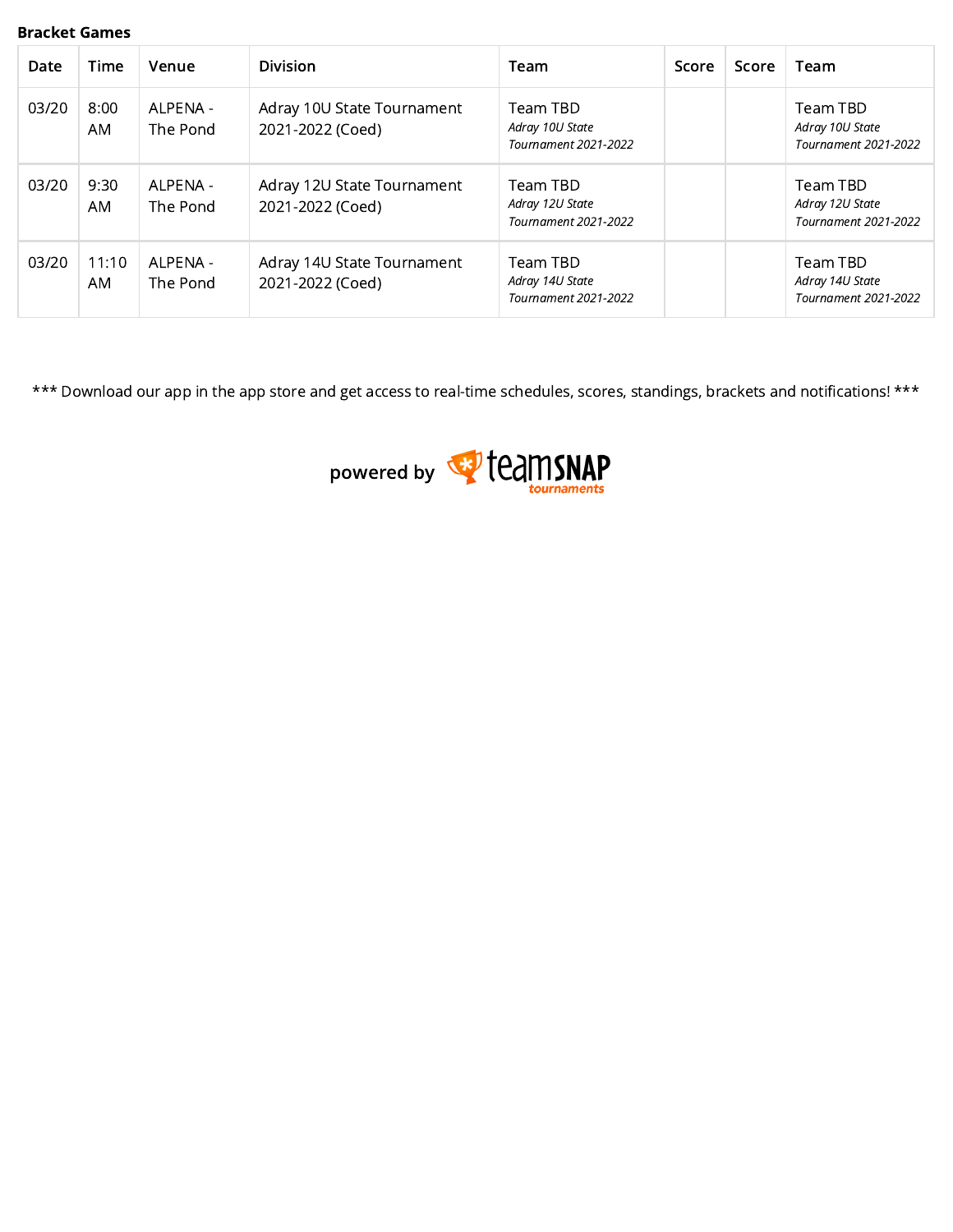**Bracket Games**

| Date | Time | Venue | Division | Team | Score | Score | Team |
|---|---|---|---|---|---|---|---|
| 03/20 | 8:00 AM | ALPENA - The Pond | Adray 10U State Tournament 2021-2022 (Coed) | Team TBD *Adray 10U State Tournament 2021-2022* | | | Team TBD *Adray 10U State Tournament 2021-2022* |
| 03/20 | 9:30 AM | ALPENA - The Pond | Adray 12U State Tournament 2021-2022 (Coed) | Team TBD *Adray 12U State Tournament 2021-2022* | | | Team TBD *Adray 12U State Tournament 2021-2022* |
| 03/20 | 11:10 AM | ALPENA - The Pond | Adray 14U State Tournament 2021-2022 (Coed) | Team TBD *Adray 14U State Tournament 2021-2022* | | | Team TBD *Adray 14U State Tournament 2021-2022* |

*** Download our app in the app store and get access to real-time schedules, scores, standings, brackets and notifications! ***

powered by teamSNAP tournaments